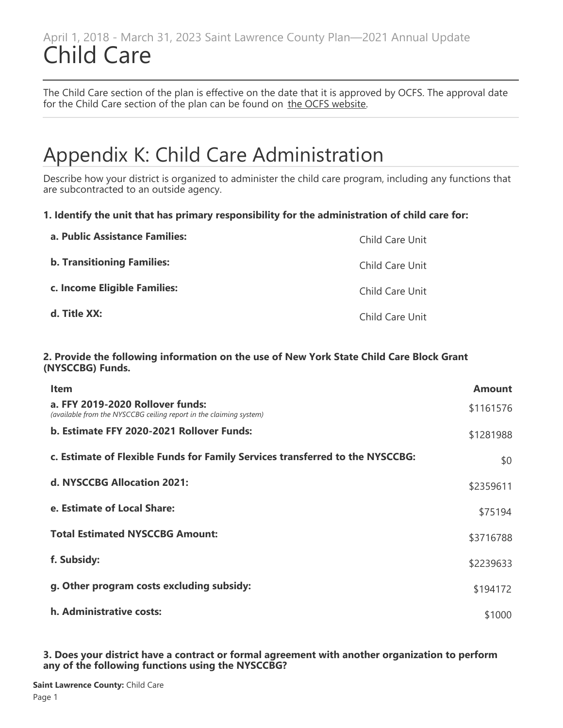April 1, 2018 - March 31, 2023 Saint Lawrence County Plan—2021 Annual Update

# Child Care

The Child Care section of the plan is effective on the date that it is approved by OCFS. The approval date for the Child Care section of the plan can be found on the OCFS website.

# Appendix K: Child Care Administration

Describe how your district is organized to administer the child care program, including any functions that are subcontracted to an outside agency.

**1. Identify the unit that has primary responsibility for the administration of child care for:**

| | |
|---|---|
| **a. Public Assistance Families:** | Child Care Unit |
| **b. Transitioning Families:** | Child Care Unit |
| **c. Income Eligible Families:** | Child Care Unit |
| **d. Title XX:** | Child Care Unit |

**2. Provide the following information on the use of New York State Child Care Block Grant (NYSCCBG) Funds.**

| Item | Amount |
|---|---|
| **a. FFY 2019-2020 Rollover funds:** *(available from the NYSCCBG ceiling report in the claiming system)* | $1161576 |
| **b. Estimate FFY 2020-2021 Rollover Funds:** | $1281988 |
| **c. Estimate of Flexible Funds for Family Services transferred to the NYSCCBG:** | $0 |
| **d. NYSCCBG Allocation 2021:** | $2359611 |
| **e. Estimate of Local Share:** | $75194 |
| **Total Estimated NYSCCBG Amount:** | $3716788 |
| **f. Subsidy:** | $2239633 |
| **g. Other program costs excluding subsidy:** | $194172 |
| **h. Administrative costs:** | $1000 |

**3. Does your district have a contract or formal agreement with another organization to perform any of the following functions using the NYSCCBG?**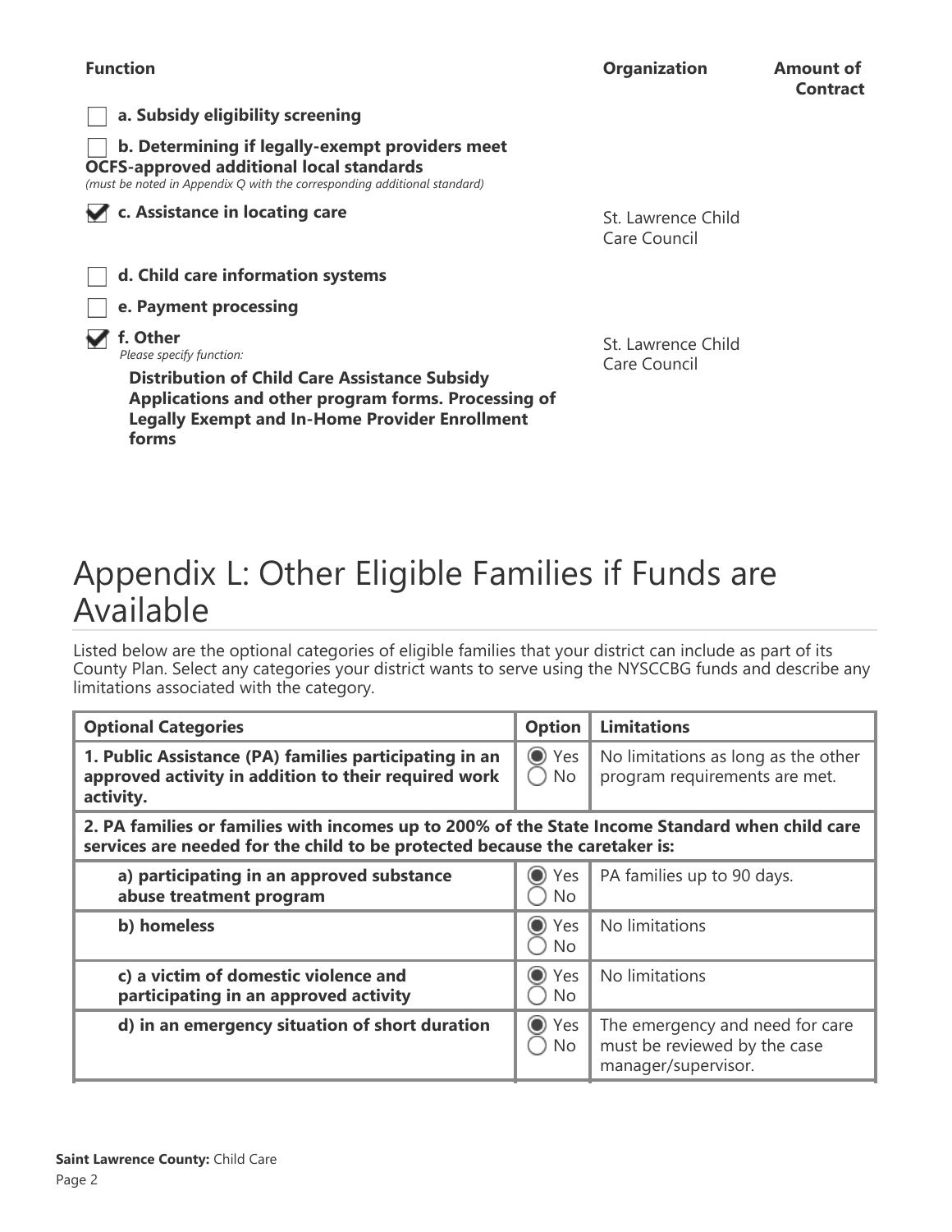| Function | Organization | Amount of Contract |
| --- | --- | --- |
| ☐ **a. Subsidy eligibility screening** | | |
| ☐ **b. Determining if legally-exempt providers meet OCFS-approved additional local standards** *(must be noted in Appendix Q with the corresponding additional standard)* | | |
| ☑ **c. Assistance in locating care** | St. Lawrence Child Care Council | |
| ☐ **d. Child care information systems** | | |
| ☐ **e. Payment processing** | | |
| ☑ **f. Other** *Please specify function:* **Distribution of Child Care Assistance Subsidy Applications and other program forms. Processing of Legally Exempt and In-Home Provider Enrollment forms** | St. Lawrence Child Care Council | |

# Appendix L: Other Eligible Families if Funds are Available

Listed below are the optional categories of eligible families that your district can include as part of its County Plan. Select any categories your district wants to serve using the NYSCCBG funds and describe any limitations associated with the category.

| Optional Categories | Option | Limitations |
| --- | --- | --- |
| **1. Public Assistance (PA) families participating in an approved activity in addition to their required work activity.** | ◉ Yes ◯ No | No limitations as long as the other program requirements are met. |
| **2. PA families or families with incomes up to 200% of the State Income Standard when child care services are needed for the child to be protected because the caretaker is:** | | |
| **a) participating in an approved substance abuse treatment program** | ◉ Yes ◯ No | PA families up to 90 days. |
| **b) homeless** | ◉ Yes ◯ No | No limitations |
| **c) a victim of domestic violence and participating in an approved activity** | ◉ Yes ◯ No | No limitations |
| **d) in an emergency situation of short duration** | ◉ Yes ◯ No | The emergency and need for care must be reviewed by the case manager/supervisor. |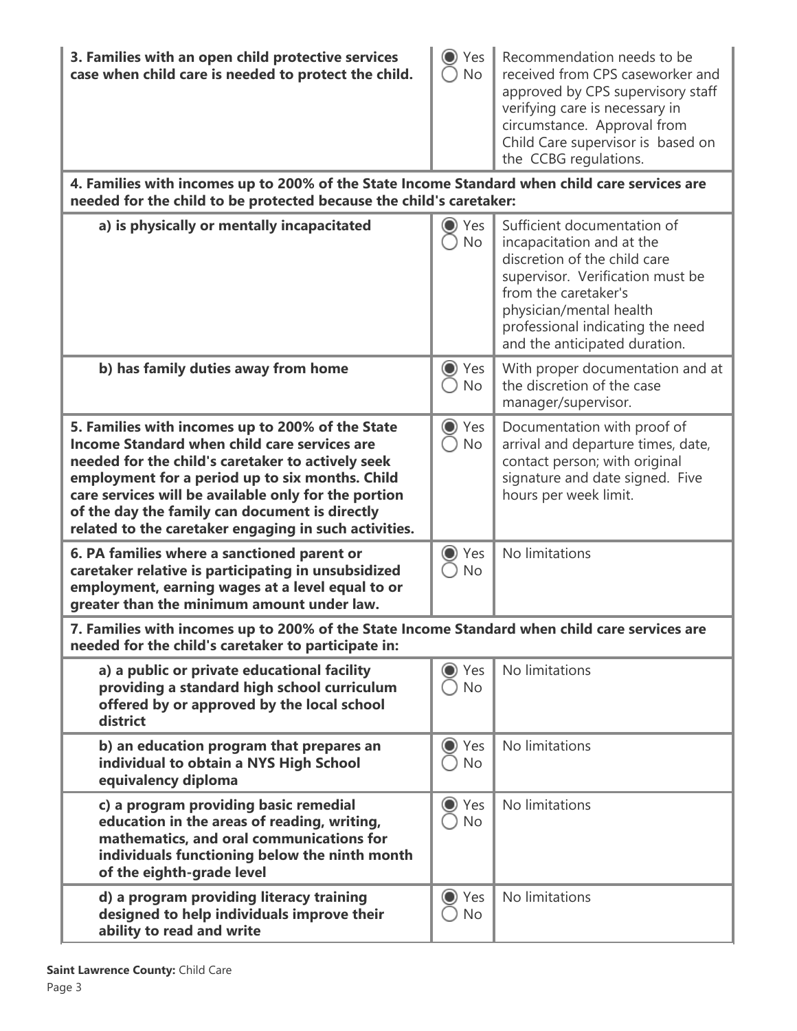| | | |
|---|---|---|
| **3. Families with an open child protective services case when child care is needed to protect the child.** | ◉ Yes ◯ No | Recommendation needs to be received from CPS caseworker and approved by CPS supervisory staff verifying care is necessary in circumstance. Approval from Child Care supervisor is based on the CCBG regulations. |
| **4. Families with incomes up to 200% of the State Income Standard when child care services are needed for the child to be protected because the child's caretaker:** | | |
| **a) is physically or mentally incapacitated** | ◉ Yes ◯ No | Sufficient documentation of incapacitation and at the discretion of the child care supervisor. Verification must be from the caretaker's physician/mental health professional indicating the need and the anticipated duration. |
| **b) has family duties away from home** | ◉ Yes ◯ No | With proper documentation and at the discretion of the case manager/supervisor. |
| **5. Families with incomes up to 200% of the State Income Standard when child care services are needed for the child's caretaker to actively seek employment for a period up to six months. Child care services will be available only for the portion of the day the family can document is directly related to the caretaker engaging in such activities.** | ◉ Yes ◯ No | Documentation with proof of arrival and departure times, date, contact person; with original signature and date signed. Five hours per week limit. |
| **6. PA families where a sanctioned parent or caretaker relative is participating in unsubsidized employment, earning wages at a level equal to or greater than the minimum amount under law.** | ◉ Yes ◯ No | No limitations |
| **7. Families with incomes up to 200% of the State Income Standard when child care services are needed for the child's caretaker to participate in:** | | |
| **a) a public or private educational facility providing a standard high school curriculum offered by or approved by the local school district** | ◉ Yes ◯ No | No limitations |
| **b) an education program that prepares an individual to obtain a NYS High School equivalency diploma** | ◉ Yes ◯ No | No limitations |
| **c) a program providing basic remedial education in the areas of reading, writing, mathematics, and oral communications for individuals functioning below the ninth month of the eighth-grade level** | ◉ Yes ◯ No | No limitations |
| **d) a program providing literacy training designed to help individuals improve their ability to read and write** | ◉ Yes ◯ No | No limitations |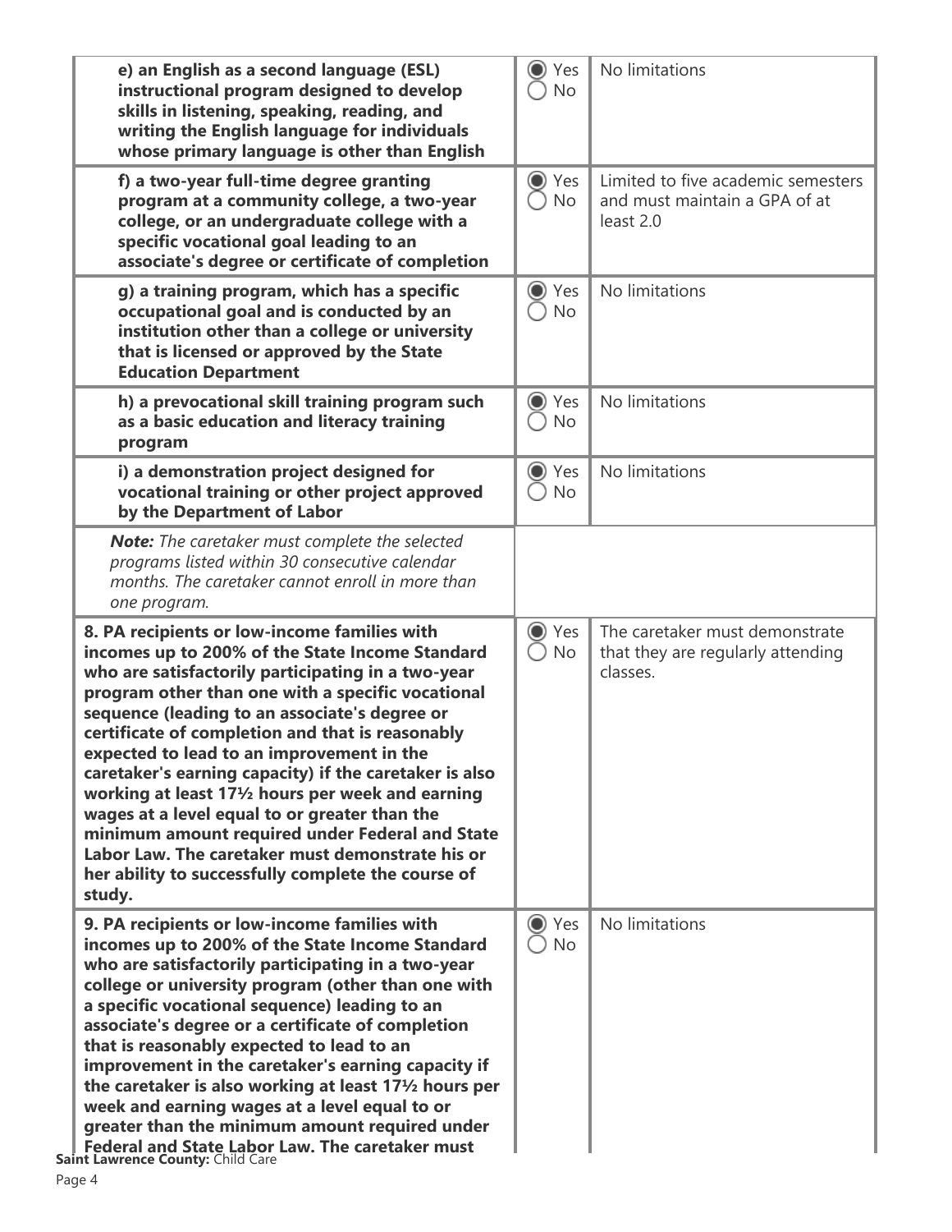| | | |
|---|---|---|
| **e) an English as a second language (ESL) instructional program designed to develop skills in listening, speaking, reading, and writing the English language for individuals whose primary language is other than English** | ◉ Yes ◯ No | No limitations |
| **f) a two-year full-time degree granting program at a community college, a two-year college, or an undergraduate college with a specific vocational goal leading to an associate's degree or certificate of completion** | ◉ Yes ◯ No | Limited to five academic semesters and must maintain a GPA of at least 2.0 |
| **g) a training program, which has a specific occupational goal and is conducted by an institution other than a college or university that is licensed or approved by the State Education Department** | ◉ Yes ◯ No | No limitations |
| **h) a prevocational skill training program such as a basic education and literacy training program** | ◉ Yes ◯ No | No limitations |
| **i) a demonstration project designed for vocational training or other project approved by the Department of Labor** | ◉ Yes ◯ No | No limitations |
| ***Note:*** *The caretaker must complete the selected programs listed within 30 consecutive calendar months. The caretaker cannot enroll in more than one program.* | | |
| **8. PA recipients or low-income families with incomes up to 200% of the State Income Standard who are satisfactorily participating in a two-year program other than one with a specific vocational sequence (leading to an associate's degree or certificate of completion and that is reasonably expected to lead to an improvement in the caretaker's earning capacity) if the caretaker is also working at least 17½ hours per week and earning wages at a level equal to or greater than the minimum amount required under Federal and State Labor Law. The caretaker must demonstrate his or her ability to successfully complete the course of study.** | ◉ Yes ◯ No | The caretaker must demonstrate that they are regularly attending classes. |
| **9. PA recipients or low-income families with incomes up to 200% of the State Income Standard who are satisfactorily participating in a two-year college or university program (other than one with a specific vocational sequence) leading to an associate's degree or a certificate of completion that is reasonably expected to lead to an improvement in the caretaker's earning capacity if the caretaker is also working at least 17½ hours per week and earning wages at a level equal to or greater than the minimum amount required under Federal and State Labor Law. The caretaker must** | ◉ Yes ◯ No | No limitations |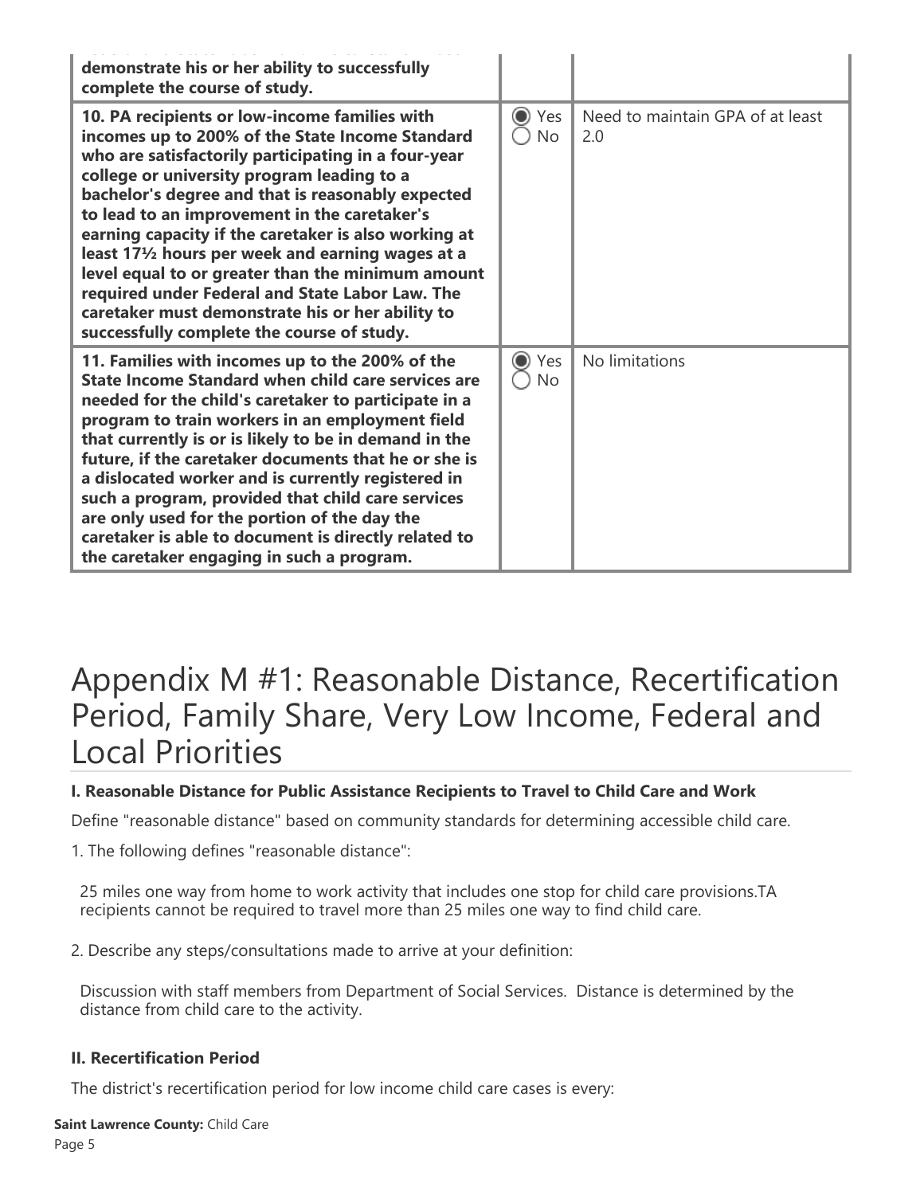| | | |
|---|---|---|
| **demonstrate his or her ability to successfully complete the course of study.** | | |
| **10. PA recipients or low-income families with incomes up to 200% of the State Income Standard who are satisfactorily participating in a four-year college or university program leading to a bachelor's degree and that is reasonably expected to lead to an improvement in the caretaker's earning capacity if the caretaker is also working at least 17½ hours per week and earning wages at a level equal to or greater than the minimum amount required under Federal and State Labor Law. The caretaker must demonstrate his or her ability to successfully complete the course of study.** | (●) Yes ( ) No | Need to maintain GPA of at least 2.0 |
| **11. Families with incomes up to the 200% of the State Income Standard when child care services are needed for the child's caretaker to participate in a program to train workers in an employment field that currently is or is likely to be in demand in the future, if the caretaker documents that he or she is a dislocated worker and is currently registered in such a program, provided that child care services are only used for the portion of the day the caretaker is able to document is directly related to the caretaker engaging in such a program.** | (●) Yes ( ) No | No limitations |

# Appendix M #1: Reasonable Distance, Recertification Period, Family Share, Very Low Income, Federal and Local Priorities

### I. Reasonable Distance for Public Assistance Recipients to Travel to Child Care and Work

Define "reasonable distance" based on community standards for determining accessible child care.

1. The following defines "reasonable distance":

25 miles one way from home to work activity that includes one stop for child care provisions.TA recipients cannot be required to travel more than 25 miles one way to find child care.

2. Describe any steps/consultations made to arrive at your definition:

Discussion with staff members from Department of Social Services. Distance is determined by the distance from child care to the activity.

### II. Recertification Period

The district's recertification period for low income child care cases is every: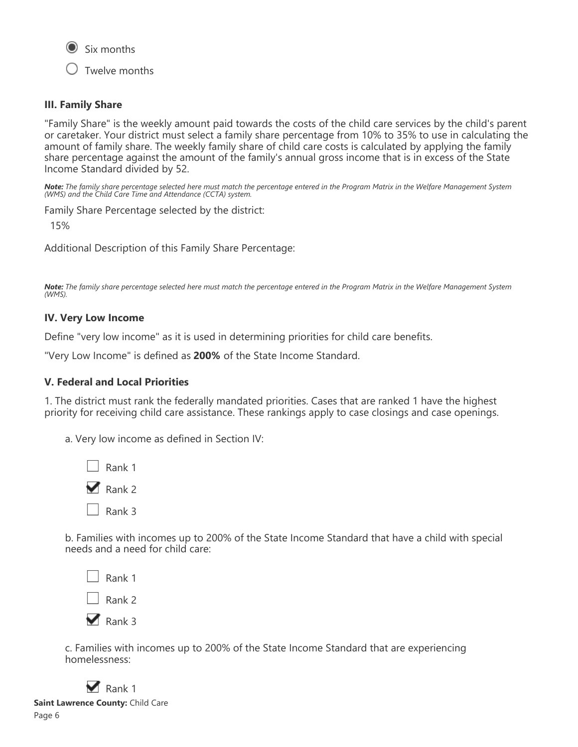- [x] Six months
- [ ] Twelve months

### III. Family Share

"Family Share" is the weekly amount paid towards the costs of the child care services by the child's parent or caretaker. Your district must select a family share percentage from 10% to 35% to use in calculating the amount of family share. The weekly family share of child care costs is calculated by applying the family share percentage against the amount of the family's annual gross income that is in excess of the State Income Standard divided by 52.

***Note:*** *The family share percentage selected here must match the percentage entered in the Program Matrix in the Welfare Management System (WMS) and the Child Care Time and Attendance (CCTA) system.*

Family Share Percentage selected by the district:

15%

Additional Description of this Family Share Percentage:

***Note:*** *The family share percentage selected here must match the percentage entered in the Program Matrix in the Welfare Management System (WMS).*

### IV. Very Low Income

Define "very low income" as it is used in determining priorities for child care benefits.

"Very Low Income" is defined as **200%** of the State Income Standard.

### V. Federal and Local Priorities

1. The district must rank the federally mandated priorities. Cases that are ranked 1 have the highest priority for receiving child care assistance. These rankings apply to case closings and case openings.

   a. Very low income as defined in Section IV:

   - [ ] Rank 1
   - [x] Rank 2
   - [ ] Rank 3

   b. Families with incomes up to 200% of the State Income Standard that have a child with special needs and a need for child care:

   - [ ] Rank 1
   - [ ] Rank 2
   - [x] Rank 3

   c. Families with incomes up to 200% of the State Income Standard that are experiencing homelessness:

   - [x] Rank 1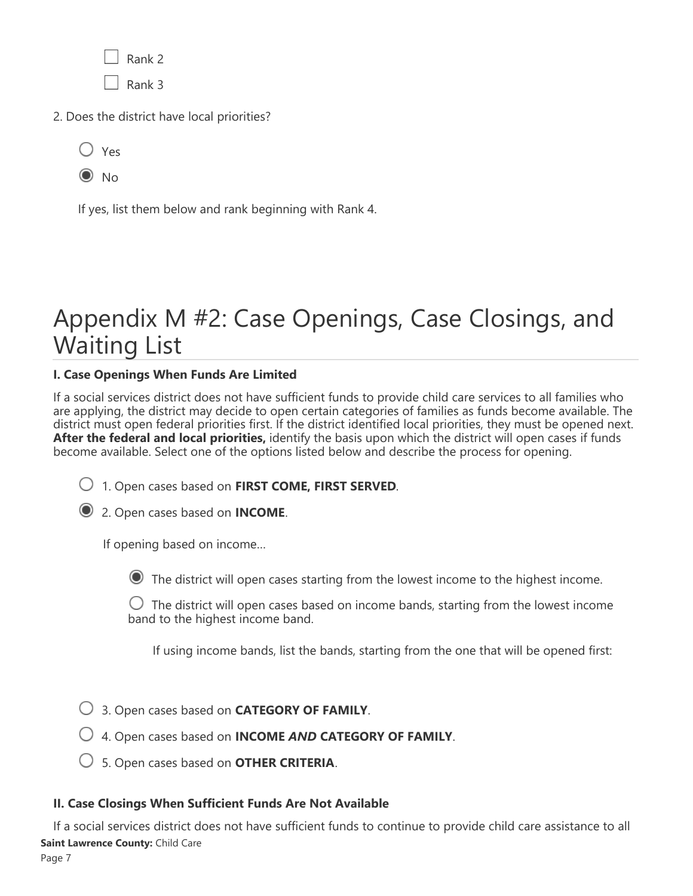- [ ] Rank 2
- [ ] Rank 3

2. Does the district have local priorities?

- ○ Yes
- ◉ No

If yes, list them below and rank beginning with Rank 4.

# Appendix M #2: Case Openings, Case Closings, and Waiting List

### I. Case Openings When Funds Are Limited

If a social services district does not have sufficient funds to provide child care services to all families who are applying, the district may decide to open certain categories of families as funds become available. The district must open federal priorities first. If the district identified local priorities, they must be opened next. **After the federal and local priorities,** identify the basis upon which the district will open cases if funds become available. Select one of the options listed below and describe the process for opening.

- ○ 1. Open cases based on **FIRST COME, FIRST SERVED**.
- ◉ 2. Open cases based on **INCOME**.

  If opening based on income...

  - ◉ The district will open cases starting from the lowest income to the highest income.
  - ○ The district will open cases based on income bands, starting from the lowest income band to the highest income band.

    If using income bands, list the bands, starting from the one that will be opened first:

- ○ 3. Open cases based on **CATEGORY OF FAMILY**.
- ○ 4. Open cases based on **INCOME *AND* CATEGORY OF FAMILY**.
- ○ 5. Open cases based on **OTHER CRITERIA**.

### II. Case Closings When Sufficient Funds Are Not Available

If a social services district does not have sufficient funds to continue to provide child care assistance to all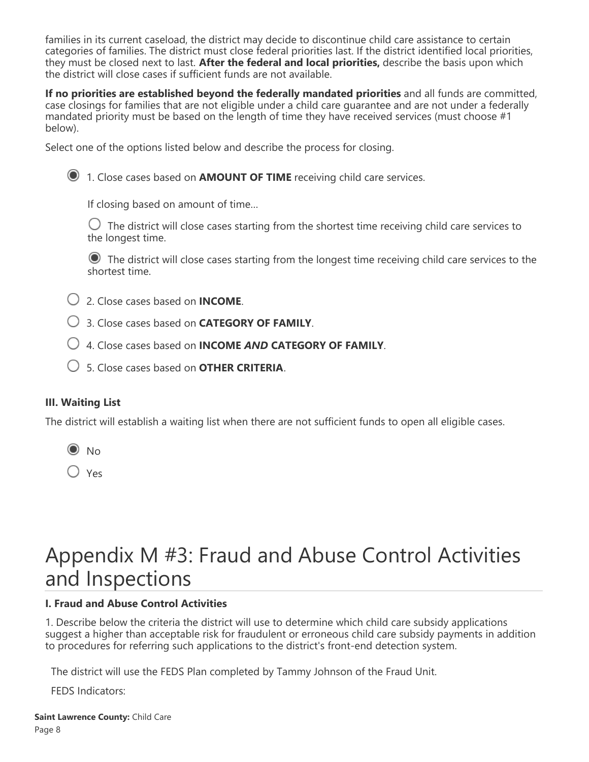families in its current caseload, the district may decide to discontinue child care assistance to certain categories of families. The district must close federal priorities last. If the district identified local priorities, they must be closed next to last. **After the federal and local priorities,** describe the basis upon which the district will close cases if sufficient funds are not available.

**If no priorities are established beyond the federally mandated priorities** and all funds are committed, case closings for families that are not eligible under a child care guarantee and are not under a federally mandated priority must be based on the length of time they have received services (must choose #1 below).

Select one of the options listed below and describe the process for closing.

- ◉ 1. Close cases based on **AMOUNT OF TIME** receiving child care services.

  If closing based on amount of time...

  - ○ The district will close cases starting from the shortest time receiving child care services to the longest time.
  - ◉ The district will close cases starting from the longest time receiving child care services to the shortest time.

- ○ 2. Close cases based on **INCOME**.
- ○ 3. Close cases based on **CATEGORY OF FAMILY**.
- ○ 4. Close cases based on **INCOME *AND* CATEGORY OF FAMILY**.
- ○ 5. Close cases based on **OTHER CRITERIA**.

**III. Waiting List**

The district will establish a waiting list when there are not sufficient funds to open all eligible cases.

- ◉ No
- ○ Yes

# Appendix M #3: Fraud and Abuse Control Activities and Inspections

**I. Fraud and Abuse Control Activities**

1. Describe below the criteria the district will use to determine which child care subsidy applications suggest a higher than acceptable risk for fraudulent or erroneous child care subsidy payments in addition to procedures for referring such applications to the district's front-end detection system.

The district will use the FEDS Plan completed by Tammy Johnson of the Fraud Unit.

FEDS Indicators: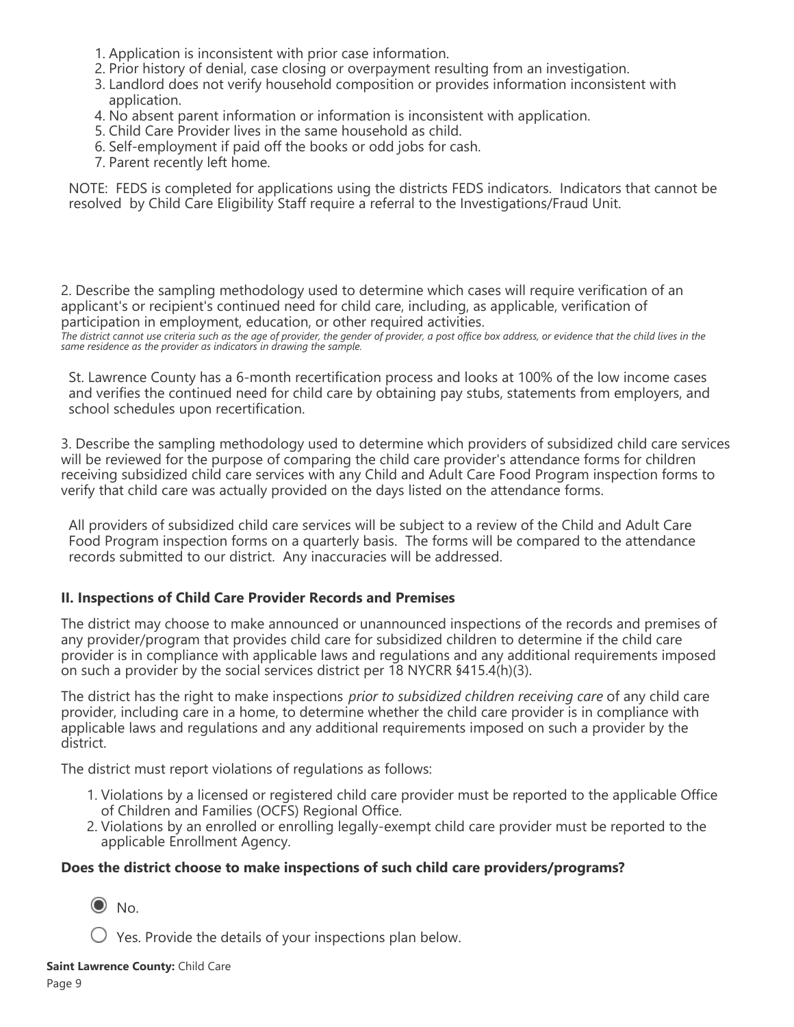1. Application is inconsistent with prior case information.
2. Prior history of denial, case closing or overpayment resulting from an investigation.
3. Landlord does not verify household composition or provides information inconsistent with application.
4. No absent parent information or information is inconsistent with application.
5. Child Care Provider lives in the same household as child.
6. Self-employment if paid off the books or odd jobs for cash.
7. Parent recently left home.

NOTE: FEDS is completed for applications using the districts FEDS indicators. Indicators that cannot be resolved by Child Care Eligibility Staff require a referral to the Investigations/Fraud Unit.

2. Describe the sampling methodology used to determine which cases will require verification of an applicant's or recipient's continued need for child care, including, as applicable, verification of participation in employment, education, or other required activities.
*The district cannot use criteria such as the age of provider, the gender of provider, a post office box address, or evidence that the child lives in the same residence as the provider as indicators in drawing the sample.*

St. Lawrence County has a 6-month recertification process and looks at 100% of the low income cases and verifies the continued need for child care by obtaining pay stubs, statements from employers, and school schedules upon recertification.

3. Describe the sampling methodology used to determine which providers of subsidized child care services will be reviewed for the purpose of comparing the child care provider's attendance forms for children receiving subsidized child care services with any Child and Adult Care Food Program inspection forms to verify that child care was actually provided on the days listed on the attendance forms.

All providers of subsidized child care services will be subject to a review of the Child and Adult Care Food Program inspection forms on a quarterly basis. The forms will be compared to the attendance records submitted to our district. Any inaccuracies will be addressed.

## II. Inspections of Child Care Provider Records and Premises

The district may choose to make announced or unannounced inspections of the records and premises of any provider/program that provides child care for subsidized children to determine if the child care provider is in compliance with applicable laws and regulations and any additional requirements imposed on such a provider by the social services district per 18 NYCRR §415.4(h)(3).

The district has the right to make inspections *prior to subsidized children receiving care* of any child care provider, including care in a home, to determine whether the child care provider is in compliance with applicable laws and regulations and any additional requirements imposed on such a provider by the district.

The district must report violations of regulations as follows:

1. Violations by a licensed or registered child care provider must be reported to the applicable Office of Children and Families (OCFS) Regional Office.
2. Violations by an enrolled or enrolling legally-exempt child care provider must be reported to the applicable Enrollment Agency.

**Does the district choose to make inspections of such child care providers/programs?**

◉ No.

○ Yes. Provide the details of your inspections plan below.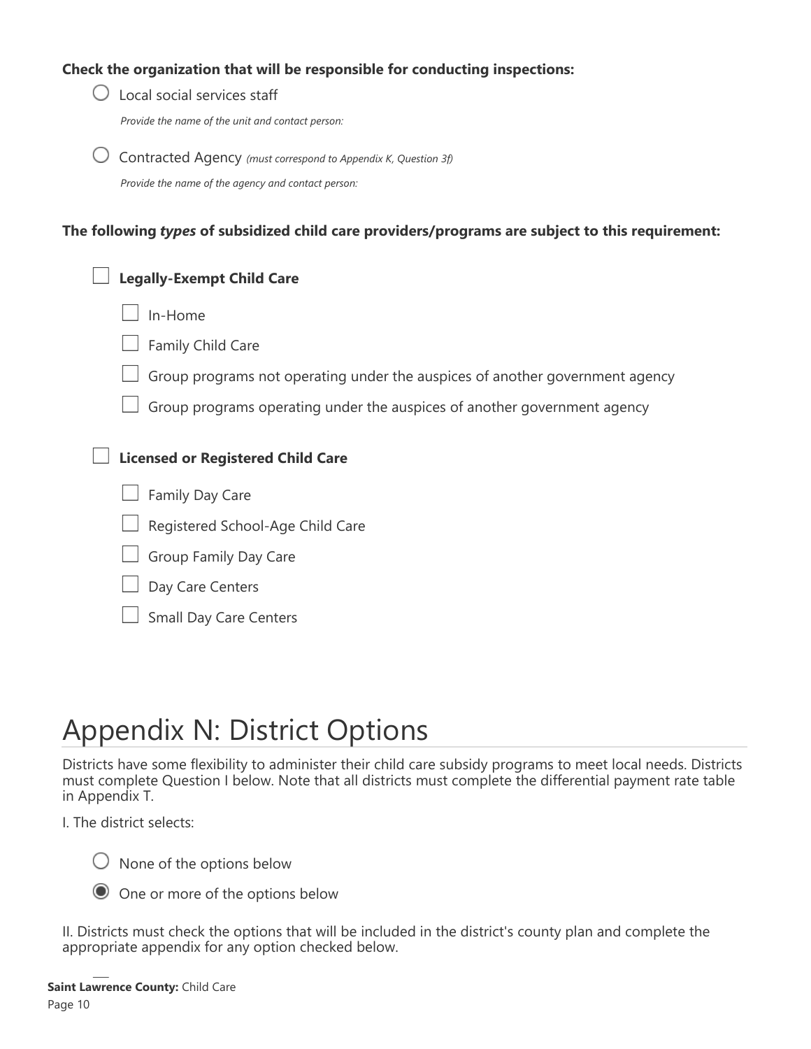**Check the organization that will be responsible for conducting inspections:**

- ○ Local social services staff

  *Provide the name of the unit and contact person:*

- ○ Contracted Agency *(must correspond to Appendix K, Question 3f)*

  *Provide the name of the agency and contact person:*

**The following *types* of subsidized child care providers/programs are subject to this requirement:**

- ☐ **Legally-Exempt Child Care**
  - ☐ In-Home
  - ☐ Family Child Care
  - ☐ Group programs not operating under the auspices of another government agency
  - ☐ Group programs operating under the auspices of another government agency

- ☐ **Licensed or Registered Child Care**
  - ☐ Family Day Care
  - ☐ Registered School-Age Child Care
  - ☐ Group Family Day Care
  - ☐ Day Care Centers
  - ☐ Small Day Care Centers

# Appendix N: District Options

Districts have some flexibility to administer their child care subsidy programs to meet local needs. Districts must complete Question I below. Note that all districts must complete the differential payment rate table in Appendix T.

I. The district selects:

- ○ None of the options below
- ◉ One or more of the options below

II. Districts must check the options that will be included in the district's county plan and complete the appropriate appendix for any option checked below.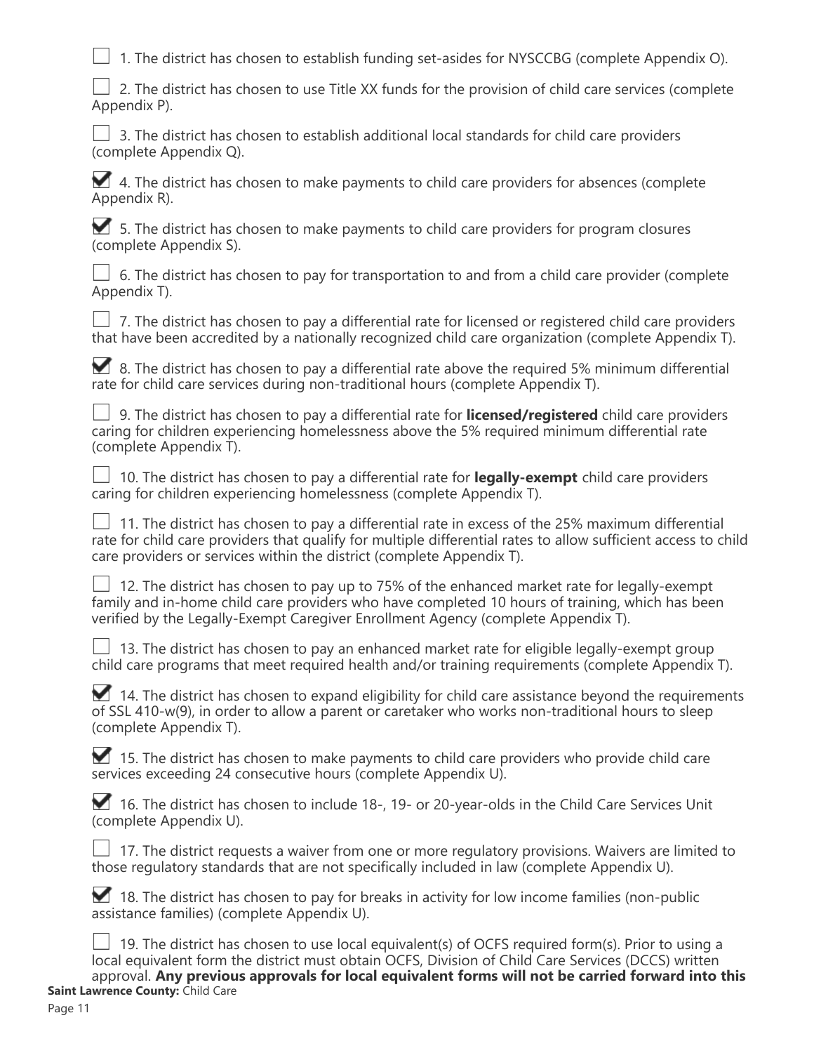- [ ] 1. The district has chosen to establish funding set-asides for NYSCCBG (complete Appendix O).
- [ ] 2. The district has chosen to use Title XX funds for the provision of child care services (complete Appendix P).
- [ ] 3. The district has chosen to establish additional local standards for child care providers (complete Appendix Q).
- [x] 4. The district has chosen to make payments to child care providers for absences (complete Appendix R).
- [x] 5. The district has chosen to make payments to child care providers for program closures (complete Appendix S).
- [ ] 6. The district has chosen to pay for transportation to and from a child care provider (complete Appendix T).
- [ ] 7. The district has chosen to pay a differential rate for licensed or registered child care providers that have been accredited by a nationally recognized child care organization (complete Appendix T).
- [x] 8. The district has chosen to pay a differential rate above the required 5% minimum differential rate for child care services during non-traditional hours (complete Appendix T).
- [ ] 9. The district has chosen to pay a differential rate for **licensed/registered** child care providers caring for children experiencing homelessness above the 5% required minimum differential rate (complete Appendix T).
- [ ] 10. The district has chosen to pay a differential rate for **legally-exempt** child care providers caring for children experiencing homelessness (complete Appendix T).
- [ ] 11. The district has chosen to pay a differential rate in excess of the 25% maximum differential rate for child care providers that qualify for multiple differential rates to allow sufficient access to child care providers or services within the district (complete Appendix T).
- [ ] 12. The district has chosen to pay up to 75% of the enhanced market rate for legally-exempt family and in-home child care providers who have completed 10 hours of training, which has been verified by the Legally-Exempt Caregiver Enrollment Agency (complete Appendix T).
- [ ] 13. The district has chosen to pay an enhanced market rate for eligible legally-exempt group child care programs that meet required health and/or training requirements (complete Appendix T).
- [x] 14. The district has chosen to expand eligibility for child care assistance beyond the requirements of SSL 410-w(9), in order to allow a parent or caretaker who works non-traditional hours to sleep (complete Appendix T).
- [x] 15. The district has chosen to make payments to child care providers who provide child care services exceeding 24 consecutive hours (complete Appendix U).
- [x] 16. The district has chosen to include 18-, 19- or 20-year-olds in the Child Care Services Unit (complete Appendix U).
- [ ] 17. The district requests a waiver from one or more regulatory provisions. Waivers are limited to those regulatory standards that are not specifically included in law (complete Appendix U).
- [x] 18. The district has chosen to pay for breaks in activity for low income families (non-public assistance families) (complete Appendix U).
- [ ] 19. The district has chosen to use local equivalent(s) of OCFS required form(s). Prior to using a local equivalent form the district must obtain OCFS, Division of Child Care Services (DCCS) written approval. **Any previous approvals for local equivalent forms will not be carried forward into this**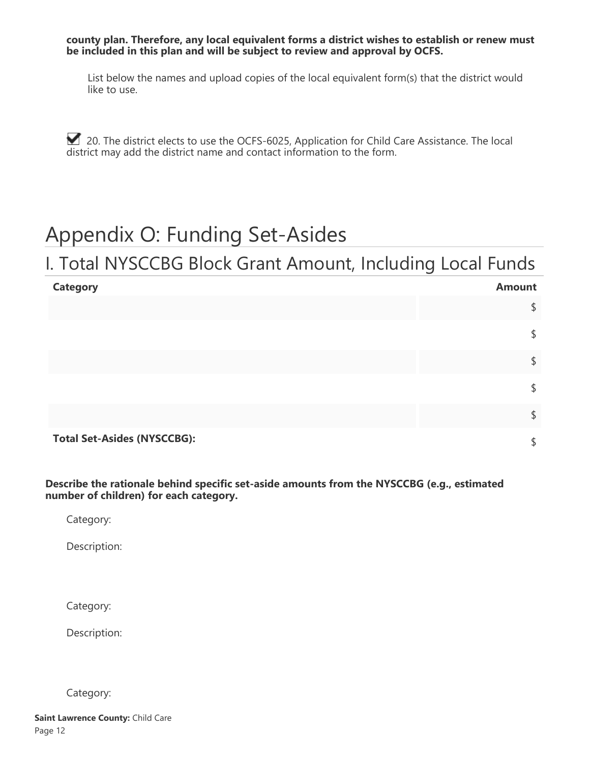**county plan. Therefore, any local equivalent forms a district wishes to establish or renew must be included in this plan and will be subject to review and approval by OCFS.**

List below the names and upload copies of the local equivalent form(s) that the district would like to use.

☑ 20. The district elects to use the OCFS-6025, Application for Child Care Assistance. The local district may add the district name and contact information to the form.

# Appendix O: Funding Set-Asides

## I. Total NYSCCBG Block Grant Amount, Including Local Funds

| Category | Amount |
|---|---|
| | $ |
| | $ |
| | $ |
| | $ |
| | $ |
| **Total Set-Asides (NYSCCBG):** | $ |

**Describe the rationale behind specific set-aside amounts from the NYSCCBG (e.g., estimated number of children) for each category.**

Category:

Description:

Category:

Description:

Category: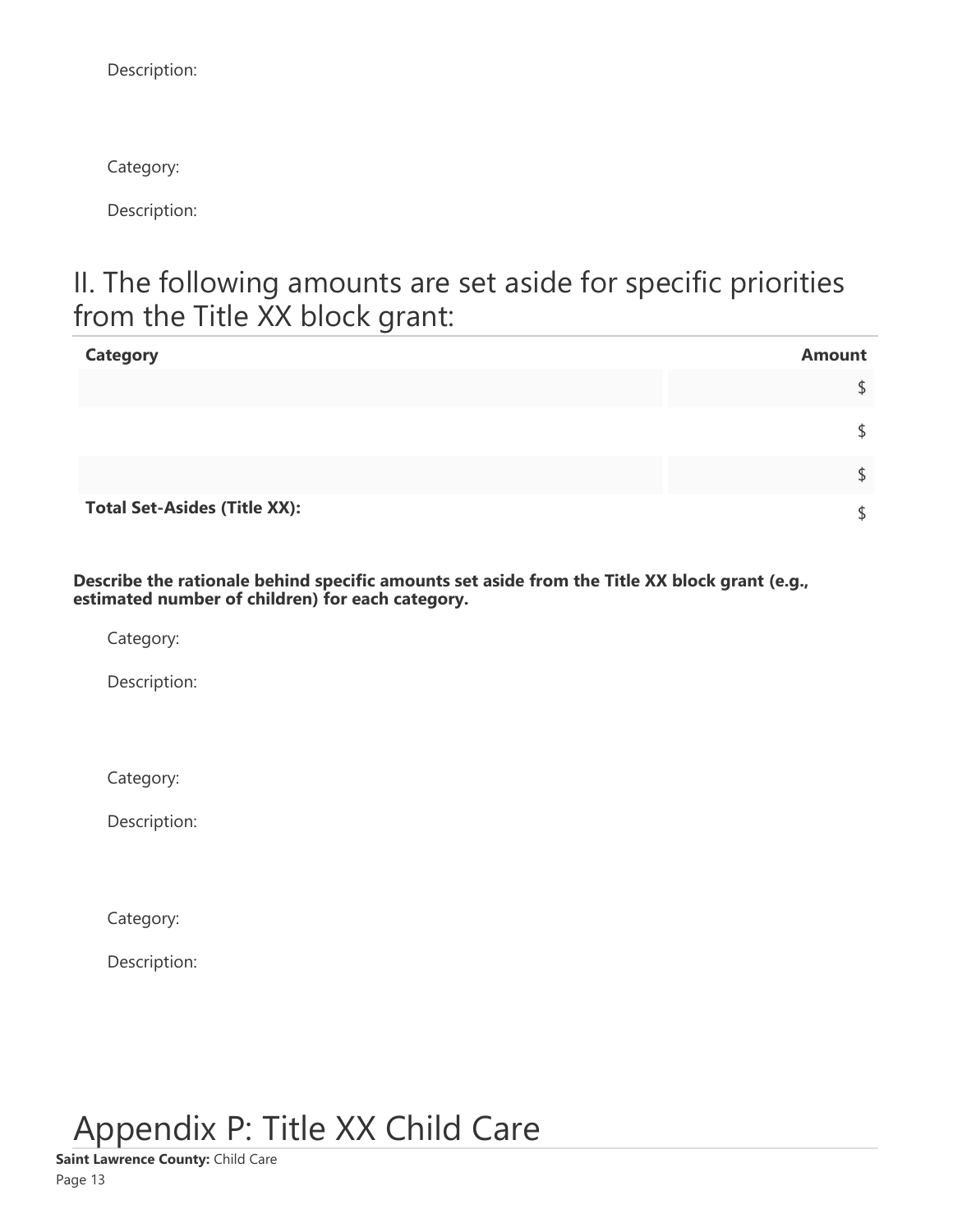Description:

Category:

Description:

## II. The following amounts are set aside for specific priorities from the Title XX block grant:

| Category | Amount |
|---|---|
| | $ |
| | $ |
| | $ |
| **Total Set-Asides (Title XX):** | $ |

**Describe the rationale behind specific amounts set aside from the Title XX block grant (e.g., estimated number of children) for each category.**

Category:

Description:

Category:

Description:

Category:

Description:

# Appendix P: Title XX Child Care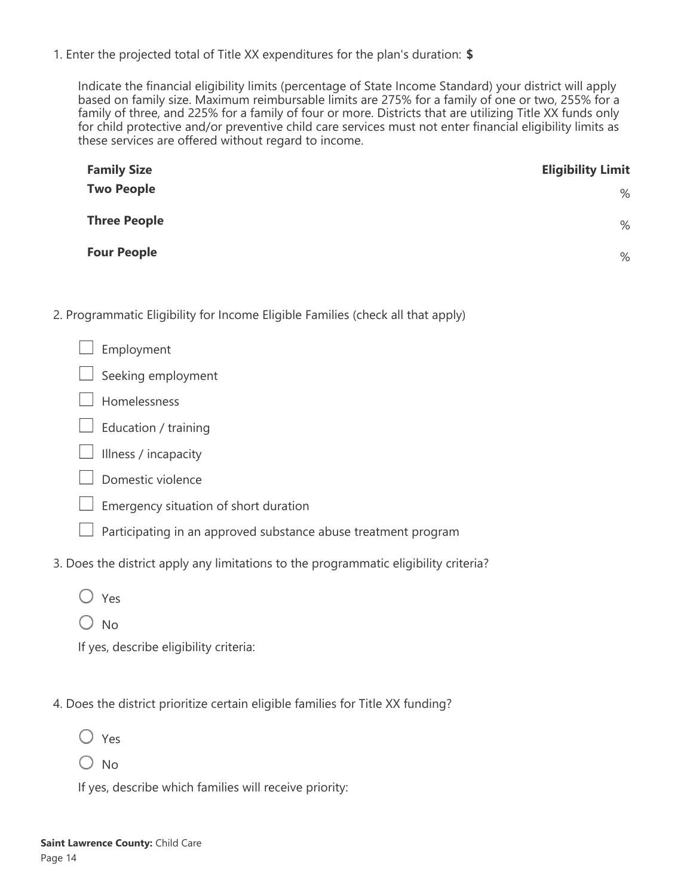1. Enter the projected total of Title XX expenditures for the plan's duration: **$**

   Indicate the financial eligibility limits (percentage of State Income Standard) your district will apply based on family size. Maximum reimbursable limits are 275% for a family of one or two, 255% for a family of three, and 225% for a family of four or more. Districts that are utilizing Title XX funds only for child protective and/or preventive child care services must not enter financial eligibility limits as these services are offered without regard to income.

| Family Size | Eligibility Limit |
|---|---|
| **Two People** | % |
| **Three People** | % |
| **Four People** | % |

2. Programmatic Eligibility for Income Eligible Families (check all that apply)

   - ☐ Employment
   - ☐ Seeking employment
   - ☐ Homelessness
   - ☐ Education / training
   - ☐ Illness / incapacity
   - ☐ Domestic violence
   - ☐ Emergency situation of short duration
   - ☐ Participating in an approved substance abuse treatment program

3. Does the district apply any limitations to the programmatic eligibility criteria?

   - ○ Yes
   - ○ No

   If yes, describe eligibility criteria:

4. Does the district prioritize certain eligible families for Title XX funding?

   - ○ Yes
   - ○ No

   If yes, describe which families will receive priority: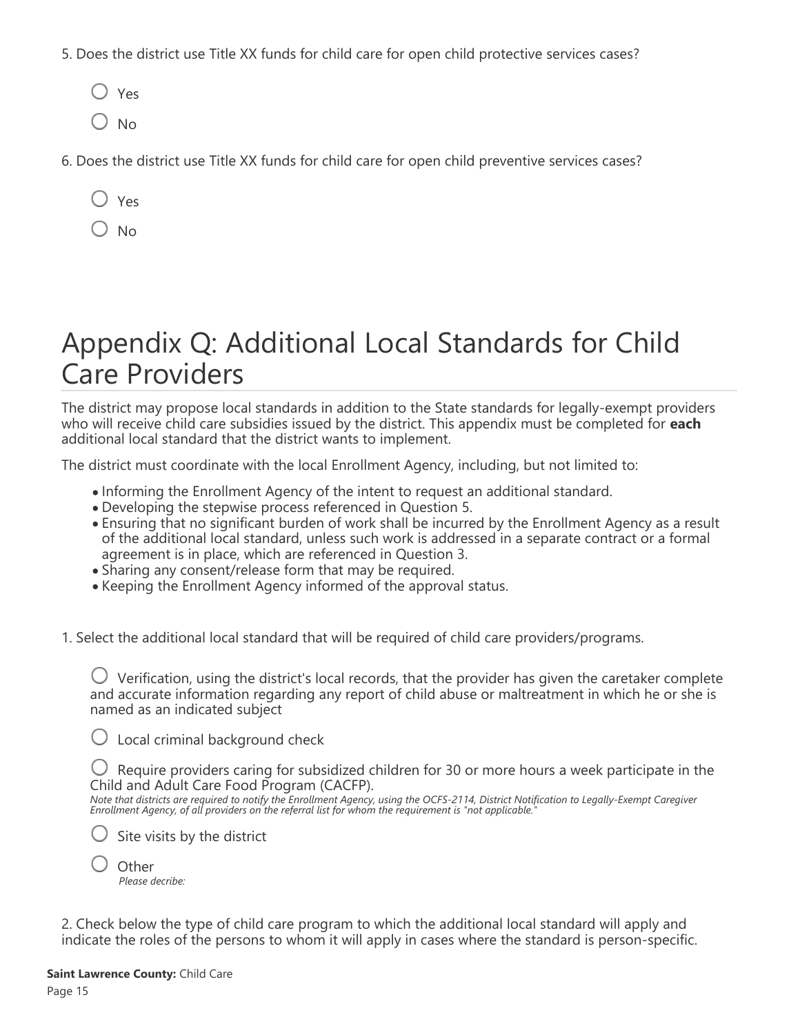5. Does the district use Title XX funds for child care for open child protective services cases?

- ◯ Yes
- ◯ No

6. Does the district use Title XX funds for child care for open child preventive services cases?

- ◯ Yes
- ◯ No

# Appendix Q: Additional Local Standards for Child Care Providers

The district may propose local standards in addition to the State standards for legally-exempt providers who will receive child care subsidies issued by the district. This appendix must be completed for **each** additional local standard that the district wants to implement.

The district must coordinate with the local Enrollment Agency, including, but not limited to:

- Informing the Enrollment Agency of the intent to request an additional standard.
- Developing the stepwise process referenced in Question 5.
- Ensuring that no significant burden of work shall be incurred by the Enrollment Agency as a result of the additional local standard, unless such work is addressed in a separate contract or a formal agreement is in place, which are referenced in Question 3.
- Sharing any consent/release form that may be required.
- Keeping the Enrollment Agency informed of the approval status.

1. Select the additional local standard that will be required of child care providers/programs.

- ◯ Verification, using the district's local records, that the provider has given the caretaker complete and accurate information regarding any report of child abuse or maltreatment in which he or she is named as an indicated subject
- ◯ Local criminal background check
- ◯ Require providers caring for subsidized children for 30 or more hours a week participate in the Child and Adult Care Food Program (CACFP).
  *Note that districts are required to notify the Enrollment Agency, using the OCFS-2114, District Notification to Legally-Exempt Caregiver Enrollment Agency, of all providers on the referral list for whom the requirement is "not applicable."*
- ◯ Site visits by the district
- ◯ Other
  *Please decribe:*

2. Check below the type of child care program to which the additional local standard will apply and indicate the roles of the persons to whom it will apply in cases where the standard is person-specific.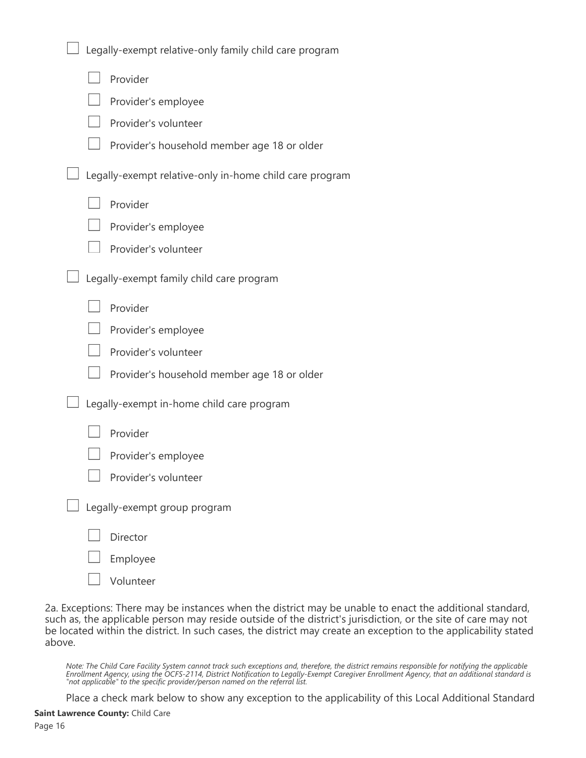- [ ] Legally-exempt relative-only family child care program
    - [ ] Provider
    - [ ] Provider's employee
    - [ ] Provider's volunteer
    - [ ] Provider's household member age 18 or older
- [ ] Legally-exempt relative-only in-home child care program
    - [ ] Provider
    - [ ] Provider's employee
    - [ ] Provider's volunteer
- [ ] Legally-exempt family child care program
    - [ ] Provider
    - [ ] Provider's employee
    - [ ] Provider's volunteer
    - [ ] Provider's household member age 18 or older
- [ ] Legally-exempt in-home child care program
    - [ ] Provider
    - [ ] Provider's employee
    - [ ] Provider's volunteer
- [ ] Legally-exempt group program
    - [ ] Director
    - [ ] Employee
    - [ ] Volunteer

2a. Exceptions: There may be instances when the district may be unable to enact the additional standard, such as, the applicable person may reside outside of the district's jurisdiction, or the site of care may not be located within the district. In such cases, the district may create an exception to the applicability stated above.

*Note: The Child Care Facility System cannot track such exceptions and, therefore, the district remains responsible for notifying the applicable Enrollment Agency, using the OCFS-2114, District Notification to Legally-Exempt Caregiver Enrollment Agency, that an additional standard is "not applicable" to the specific provider/person named on the referral list.*

Place a check mark below to show any exception to the applicability of this Local Additional Standard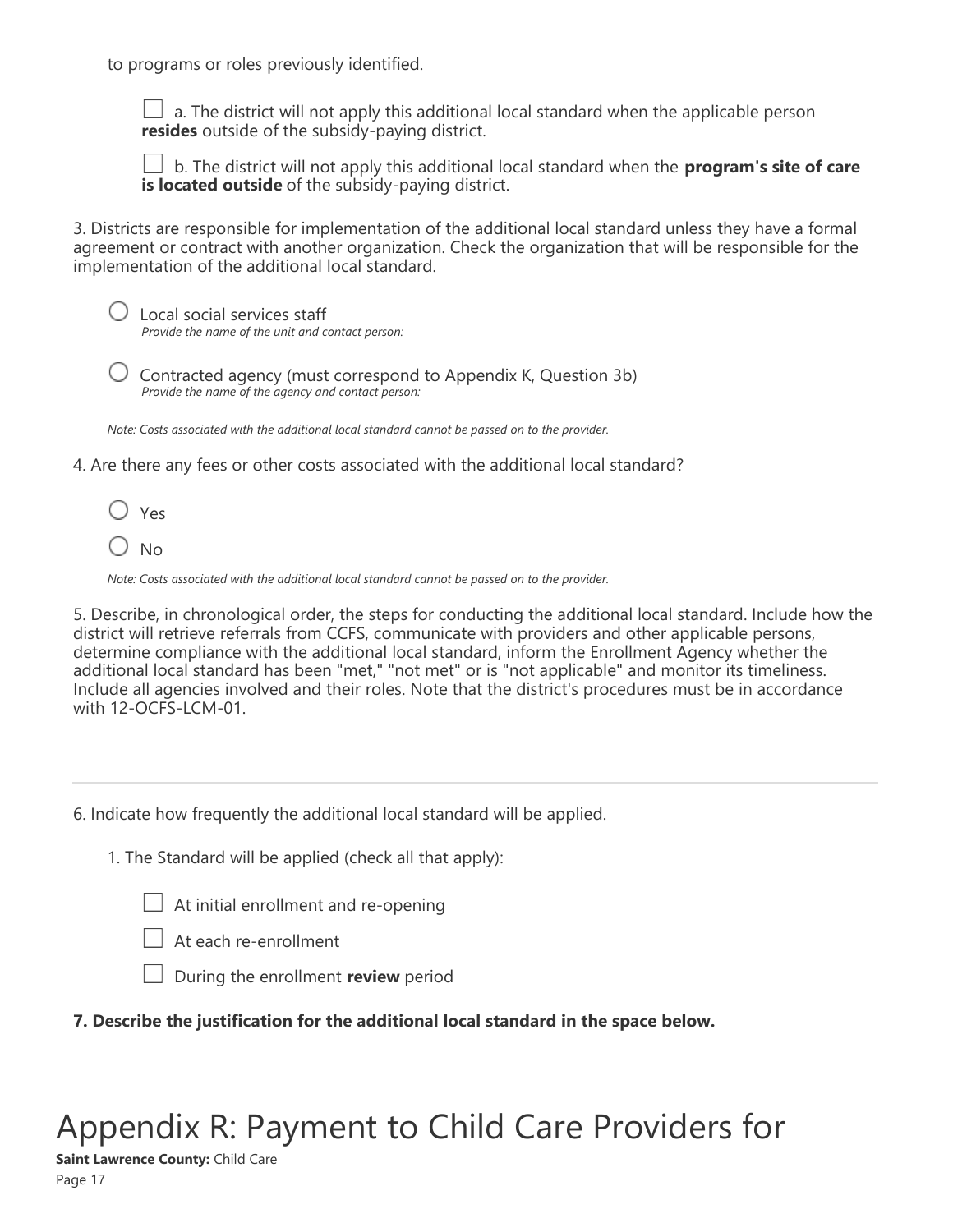to programs or roles previously identified.

☐ a. The district will not apply this additional local standard when the applicable person **resides** outside of the subsidy-paying district.

☐ b. The district will not apply this additional local standard when the **program's site of care is located outside** of the subsidy-paying district.

3. Districts are responsible for implementation of the additional local standard unless they have a formal agreement or contract with another organization. Check the organization that will be responsible for the implementation of the additional local standard.

○ Local social services staff
*Provide the name of the unit and contact person:*

○ Contracted agency (must correspond to Appendix K, Question 3b)
*Provide the name of the agency and contact person:*

*Note: Costs associated with the additional local standard cannot be passed on to the provider.*

4. Are there any fees or other costs associated with the additional local standard?

○ Yes

○ No

*Note: Costs associated with the additional local standard cannot be passed on to the provider.*

5. Describe, in chronological order, the steps for conducting the additional local standard. Include how the district will retrieve referrals from CCFS, communicate with providers and other applicable persons, determine compliance with the additional local standard, inform the Enrollment Agency whether the additional local standard has been "met," "not met" or is "not applicable" and monitor its timeliness. Include all agencies involved and their roles. Note that the district's procedures must be in accordance with 12-OCFS-LCM-01.

---

6. Indicate how frequently the additional local standard will be applied.

1. The Standard will be applied (check all that apply):

☐ At initial enrollment and re-opening

☐ At each re-enrollment

☐ During the enrollment **review** period

**7. Describe the justification for the additional local standard in the space below.**

# Appendix R: Payment to Child Care Providers for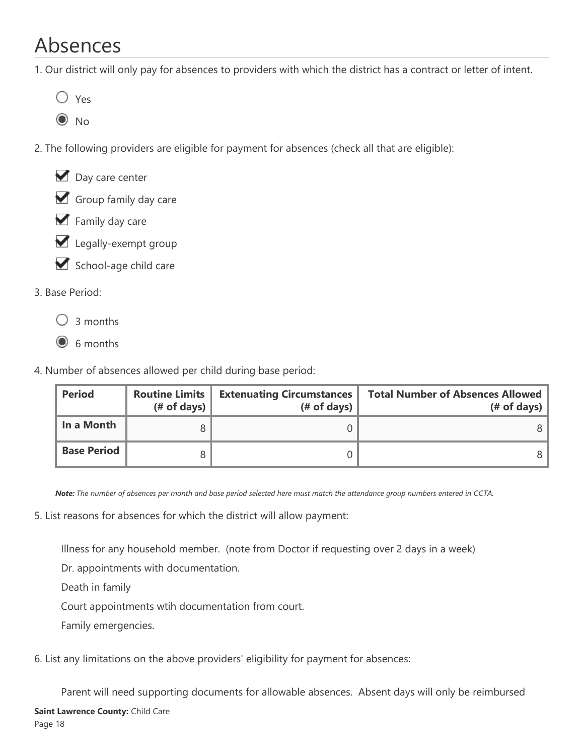# Absences

1. Our district will only pay for absences to providers with which the district has a contract or letter of intent.

- ○ Yes
- ◉ No

2. The following providers are eligible for payment for absences (check all that are eligible):

- ☑ Day care center
- ☑ Group family day care
- ☑ Family day care
- ☑ Legally-exempt group
- ☑ School-age child care

3. Base Period:

- ○ 3 months
- ◉ 6 months

4. Number of absences allowed per child during base period:

| Period | Routine Limits (# of days) | Extenuating Circumstances (# of days) | Total Number of Absences Allowed (# of days) |
|---|---|---|---|
| In a Month | 8 | 0 | 8 |
| Base Period | 8 | 0 | 8 |

***Note:*** *The number of absences per month and base period selected here must match the attendance group numbers entered in CCTA.*

5. List reasons for absences for which the district will allow payment:

Illness for any household member. (note from Doctor if requesting over 2 days in a week)

Dr. appointments with documentation.

Death in family

Court appointments wtih documentation from court.

Family emergencies.

6. List any limitations on the above providers' eligibility for payment for absences:

Parent will need supporting documents for allowable absences. Absent days will only be reimbursed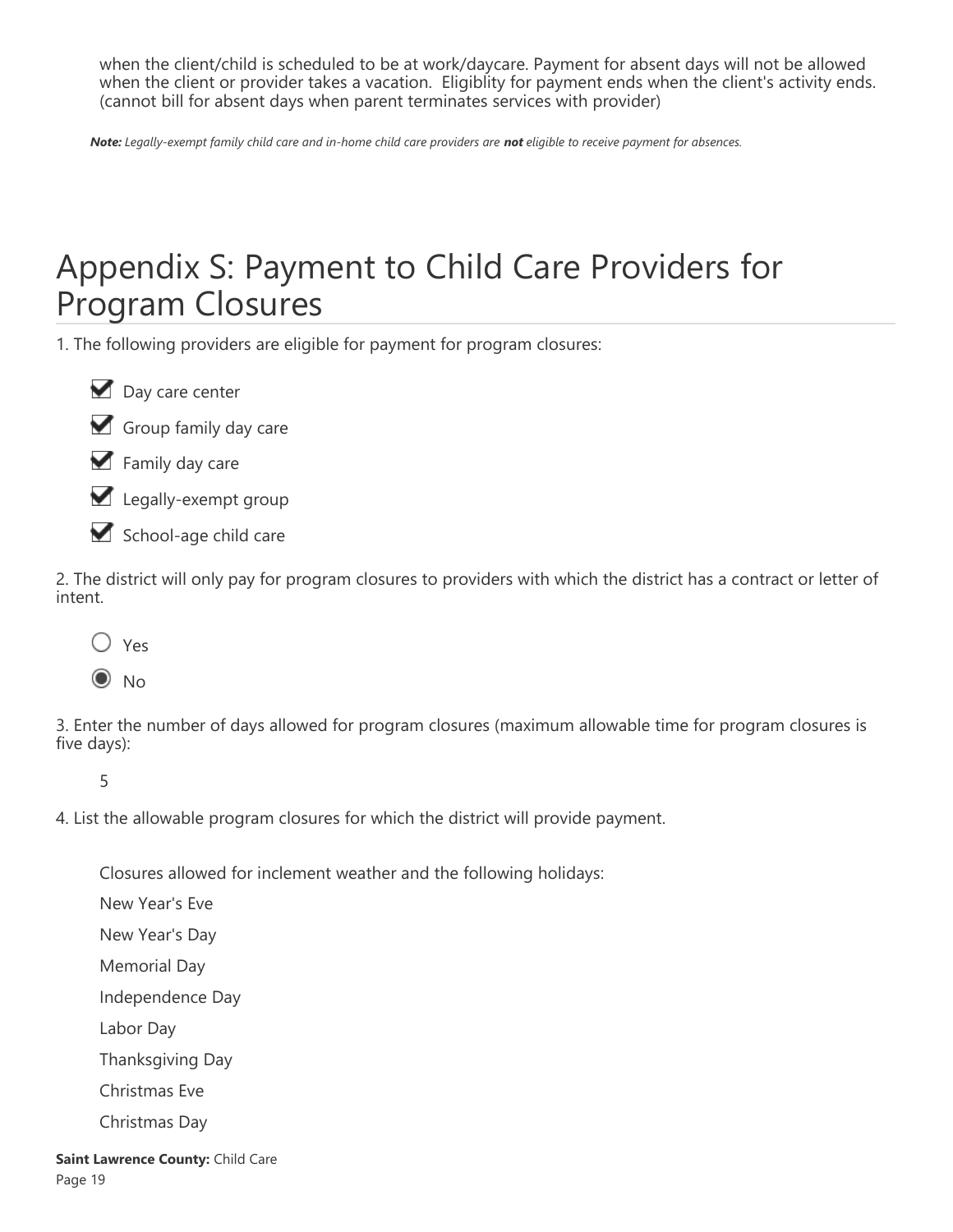when the client/child is scheduled to be at work/daycare. Payment for absent days will not be allowed when the client or provider takes a vacation.  Eligiblity for payment ends when the client's activity ends. (cannot bill for absent days when parent terminates services with provider)

***Note:*** *Legally-exempt family child care and in-home child care providers are* ***not*** *eligible to receive payment for absences.*

# Appendix S: Payment to Child Care Providers for Program Closures

1. The following providers are eligible for payment for program closures:

- [x] Day care center
- [x] Group family day care
- [x] Family day care
- [x] Legally-exempt group
- [x] School-age child care

2. The district will only pay for program closures to providers with which the district has a contract or letter of intent.

- ○ Yes
- ◉ No

3. Enter the number of days allowed for program closures (maximum allowable time for program closures is five days):

5

4. List the allowable program closures for which the district will provide payment.

Closures allowed for inclement weather and the following holidays:

New Year's Eve

New Year's Day

Memorial Day

Independence Day

Labor Day

Thanksgiving Day

Christmas Eve

Christmas Day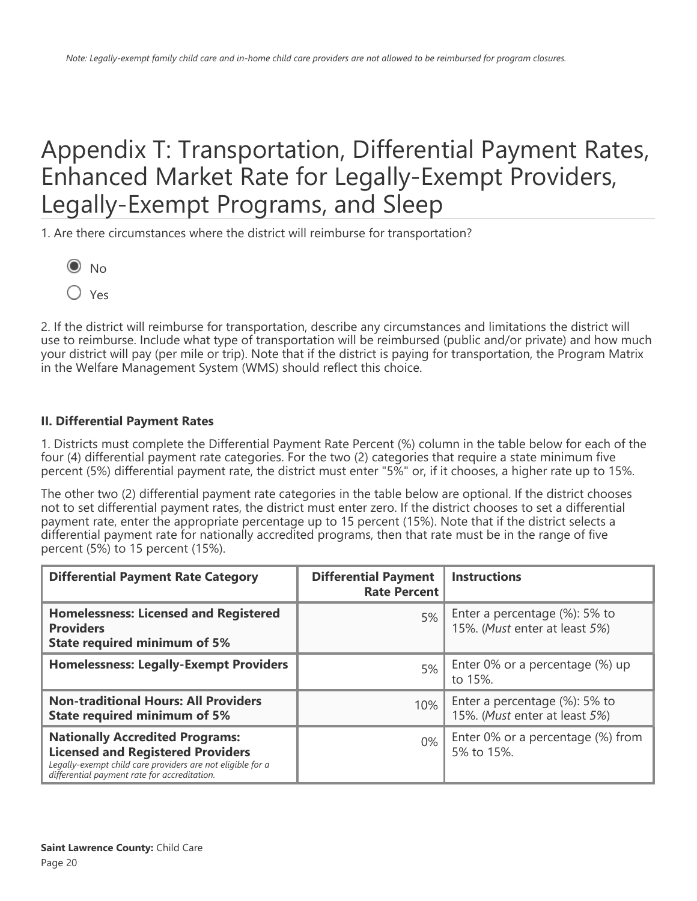*Note: Legally-exempt family child care and in-home child care providers are not allowed to be reimbursed for program closures.*

# Appendix T: Transportation, Differential Payment Rates, Enhanced Market Rate for Legally-Exempt Providers, Legally-Exempt Programs, and Sleep

1. Are there circumstances where the district will reimburse for transportation?

- (●) No
- ( ) Yes

2. If the district will reimburse for transportation, describe any circumstances and limitations the district will use to reimburse. Include what type of transportation will be reimbursed (public and/or private) and how much your district will pay (per mile or trip). Note that if the district is paying for transportation, the Program Matrix in the Welfare Management System (WMS) should reflect this choice.

**II. Differential Payment Rates**

1. Districts must complete the Differential Payment Rate Percent (%) column in the table below for each of the four (4) differential payment rate categories. For the two (2) categories that require a state minimum five percent (5%) differential payment rate, the district must enter "5%" or, if it chooses, a higher rate up to 15%.

The other two (2) differential payment rate categories in the table below are optional. If the district chooses not to set differential payment rates, the district must enter zero. If the district chooses to set a differential payment rate, enter the appropriate percentage up to 15 percent (15%). Note that if the district selects a differential payment rate for nationally accredited programs, then that rate must be in the range of five percent (5%) to 15 percent (15%).

| Differential Payment Rate Category | Differential Payment Rate Percent | Instructions |
|---|---|---|
| **Homelessness: Licensed and Registered Providers**<br>**State required minimum of 5%** | 5% | Enter a percentage (%): 5% to 15%. (*Must* enter at least *5%*) |
| **Homelessness: Legally-Exempt Providers** | 5% | Enter 0% or a percentage (%) up to 15%. |
| **Non-traditional Hours: All Providers**<br>**State required minimum of 5%** | 10% | Enter a percentage (%): 5% to 15%. (*Must* enter at least *5%*) |
| **Nationally Accredited Programs: Licensed and Registered Providers**<br>*Legally-exempt child care providers are not eligible for a differential payment rate for accreditation.* | 0% | Enter 0% or a percentage (%) from 5% to 15%. |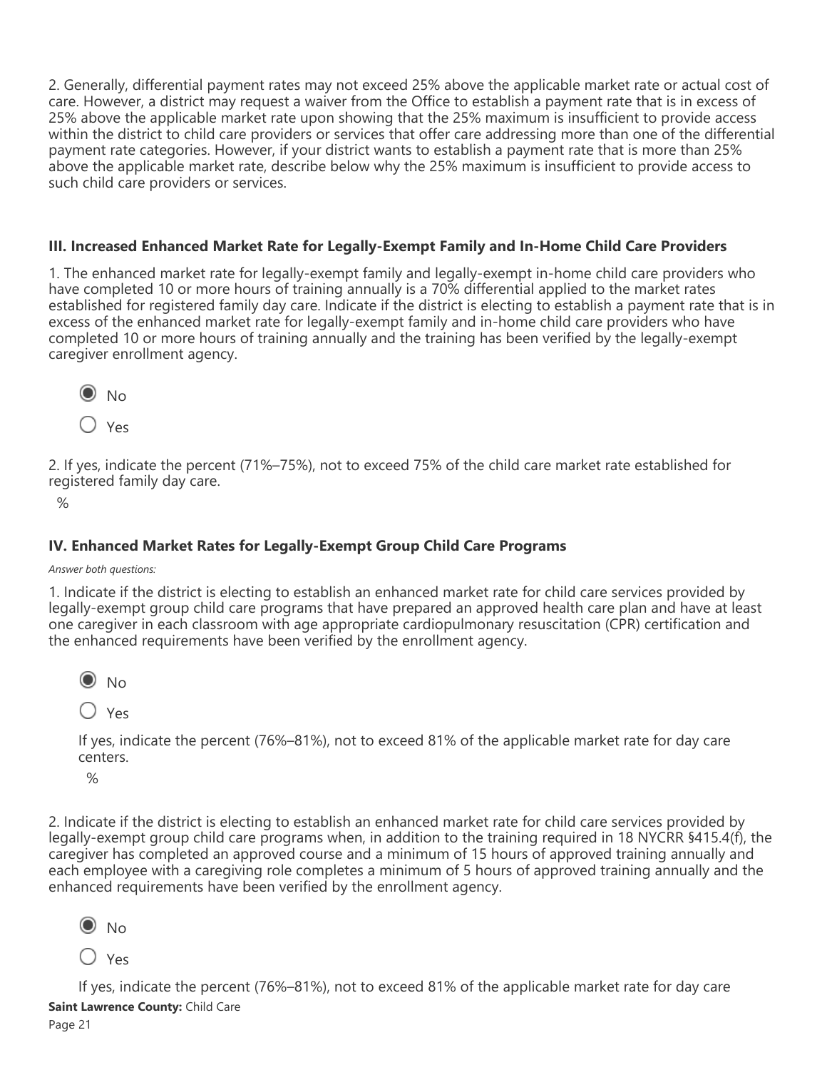2. Generally, differential payment rates may not exceed 25% above the applicable market rate or actual cost of care. However, a district may request a waiver from the Office to establish a payment rate that is in excess of 25% above the applicable market rate upon showing that the 25% maximum is insufficient to provide access within the district to child care providers or services that offer care addressing more than one of the differential payment rate categories. However, if your district wants to establish a payment rate that is more than 25% above the applicable market rate, describe below why the 25% maximum is insufficient to provide access to such child care providers or services.

### III. Increased Enhanced Market Rate for Legally-Exempt Family and In-Home Child Care Providers

1. The enhanced market rate for legally-exempt family and legally-exempt in-home child care providers who have completed 10 or more hours of training annually is a 70% differential applied to the market rates established for registered family day care. Indicate if the district is electing to establish a payment rate that is in excess of the enhanced market rate for legally-exempt family and in-home child care providers who have completed 10 or more hours of training annually and the training has been verified by the legally-exempt caregiver enrollment agency.

- ◉ No
- ○ Yes

2. If yes, indicate the percent (71%–75%), not to exceed 75% of the child care market rate established for registered family day care.

%

### IV. Enhanced Market Rates for Legally-Exempt Group Child Care Programs

*Answer both questions:*

1. Indicate if the district is electing to establish an enhanced market rate for child care services provided by legally-exempt group child care programs that have prepared an approved health care plan and have at least one caregiver in each classroom with age appropriate cardiopulmonary resuscitation (CPR) certification and the enhanced requirements have been verified by the enrollment agency.

- ◉ No
- ○ Yes

If yes, indicate the percent (76%–81%), not to exceed 81% of the applicable market rate for day care centers.

%

2. Indicate if the district is electing to establish an enhanced market rate for child care services provided by legally-exempt group child care programs when, in addition to the training required in 18 NYCRR §415.4(f), the caregiver has completed an approved course and a minimum of 15 hours of approved training annually and each employee with a caregiving role completes a minimum of 5 hours of approved training annually and the enhanced requirements have been verified by the enrollment agency.

- ◉ No
- ○ Yes

If yes, indicate the percent (76%–81%), not to exceed 81% of the applicable market rate for day care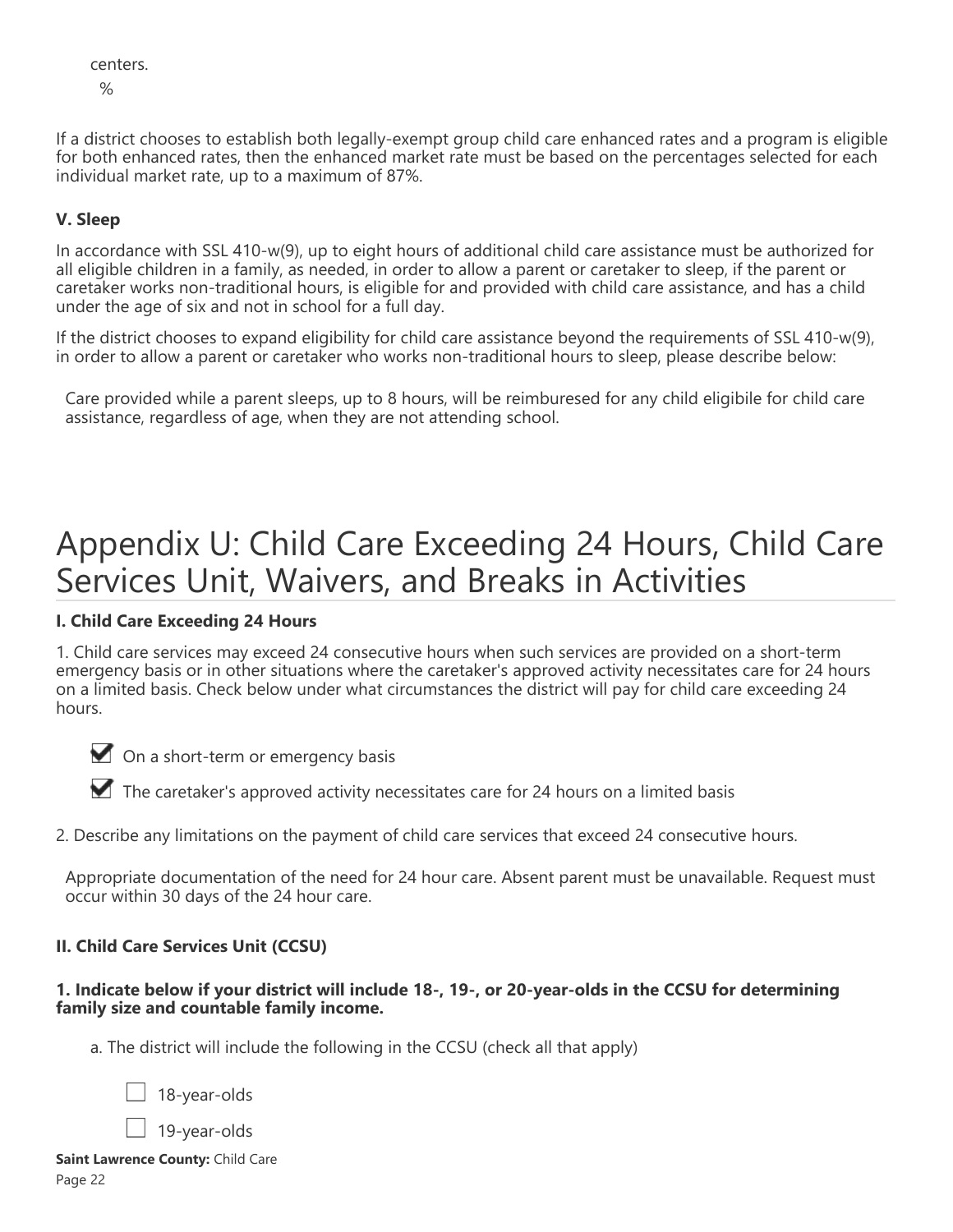centers.

%

If a district chooses to establish both legally-exempt group child care enhanced rates and a program is eligible for both enhanced rates, then the enhanced market rate must be based on the percentages selected for each individual market rate, up to a maximum of 87%.

**V. Sleep**

In accordance with SSL 410-w(9), up to eight hours of additional child care assistance must be authorized for all eligible children in a family, as needed, in order to allow a parent or caretaker to sleep, if the parent or caretaker works non-traditional hours, is eligible for and provided with child care assistance, and has a child under the age of six and not in school for a full day.

If the district chooses to expand eligibility for child care assistance beyond the requirements of SSL 410-w(9), in order to allow a parent or caretaker who works non-traditional hours to sleep, please describe below:

Care provided while a parent sleeps, up to 8 hours, will be reimburesed for any child eligibile for child care assistance, regardless of age, when they are not attending school.

# Appendix U: Child Care Exceeding 24 Hours, Child Care Services Unit, Waivers, and Breaks in Activities

**I. Child Care Exceeding 24 Hours**

1. Child care services may exceed 24 consecutive hours when such services are provided on a short-term emergency basis or in other situations where the caretaker's approved activity necessitates care for 24 hours on a limited basis. Check below under what circumstances the district will pay for child care exceeding 24 hours.

- [x] On a short-term or emergency basis
- [x] The caretaker's approved activity necessitates care for 24 hours on a limited basis

2. Describe any limitations on the payment of child care services that exceed 24 consecutive hours.

Appropriate documentation of the need for 24 hour care. Absent parent must be unavailable. Request must occur within 30 days of the 24 hour care.

**II. Child Care Services Unit (CCSU)**

**1. Indicate below if your district will include 18-, 19-, or 20-year-olds in the CCSU for determining family size and countable family income.**

a. The district will include the following in the CCSU (check all that apply)

- [ ] 18-year-olds
- [ ] 19-year-olds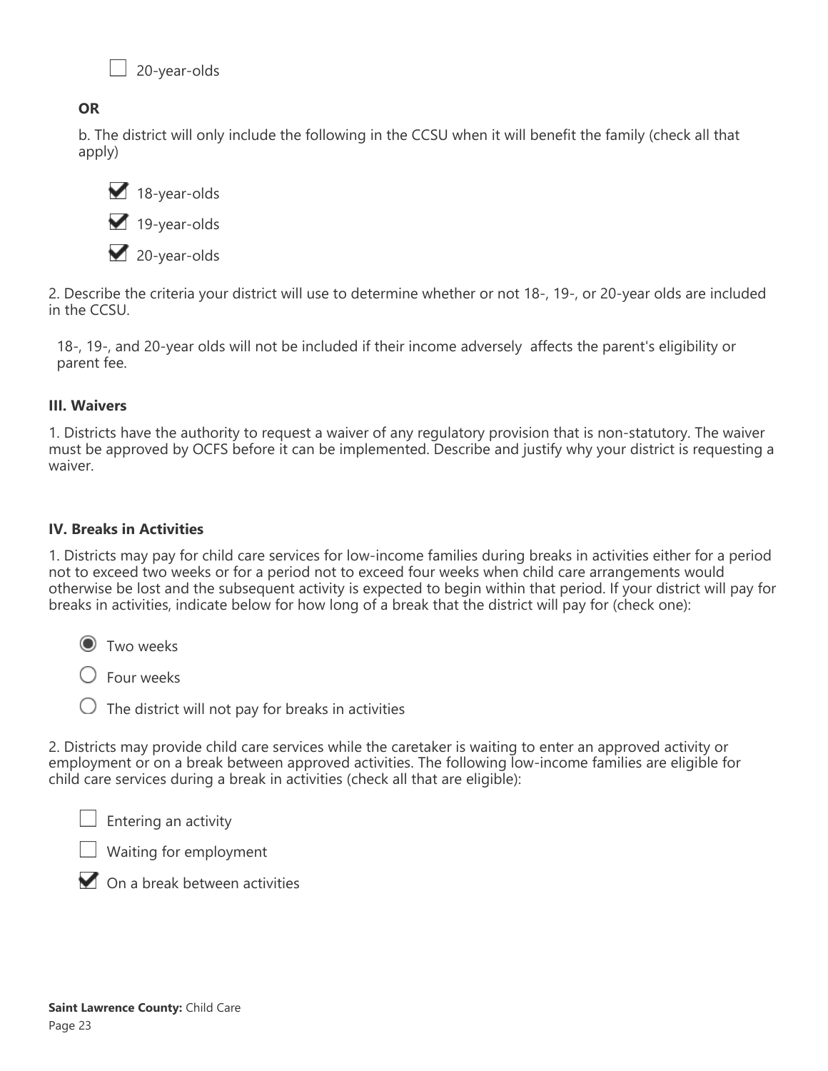☐ 20-year-olds

**OR**

b. The district will only include the following in the CCSU when it will benefit the family (check all that apply)

☑ 18-year-olds

☑ 19-year-olds

☑ 20-year-olds

2. Describe the criteria your district will use to determine whether or not 18-, 19-, or 20-year olds are included in the CCSU.

18-, 19-, and 20-year olds will not be included if their income adversely affects the parent's eligibility or parent fee.

### III. Waivers

1. Districts have the authority to request a waiver of any regulatory provision that is non-statutory. The waiver must be approved by OCFS before it can be implemented. Describe and justify why your district is requesting a waiver.

### IV. Breaks in Activities

1. Districts may pay for child care services for low-income families during breaks in activities either for a period not to exceed two weeks or for a period not to exceed four weeks when child care arrangements would otherwise be lost and the subsequent activity is expected to begin within that period. If your district will pay for breaks in activities, indicate below for how long of a break that the district will pay for (check one):

◉ Two weeks

○ Four weeks

○ The district will not pay for breaks in activities

2. Districts may provide child care services while the caretaker is waiting to enter an approved activity or employment or on a break between approved activities. The following low-income families are eligible for child care services during a break in activities (check all that are eligible):

☐ Entering an activity

☐ Waiting for employment

☑ On a break between activities